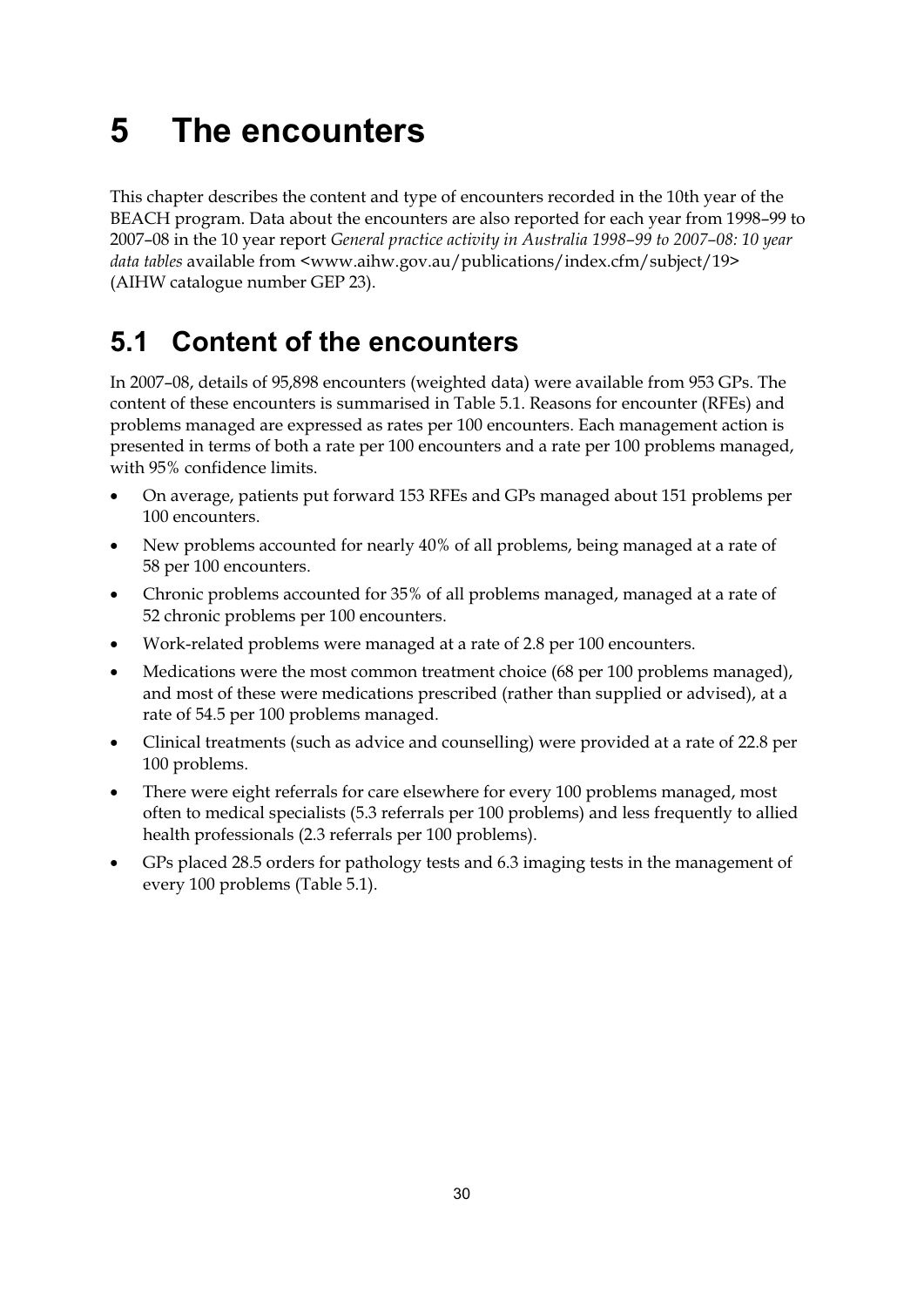# 5 The encounters

This chapter describes the content and type of encounters recorded in the 10th year of the BEACH program. Data about the encounters are also reported for each year from 1998–99 to 2007–08 in the 10 year report *General practice activity in Australia 1998–99 to 2007–08: 10 year data tables* available from <www.aihw.gov.au/publications/index.cfm/subject/19> (AIHW catalogue number GEP 23).

## 5.1 Content of the encounters

In 2007–08, details of 95,898 encounters (weighted data) were available from 953 GPs. The content of these encounters is summarised in Table 5.1. Reasons for encounter (RFEs) and problems managed are expressed as rates per 100 encounters. Each management action is presented in terms of both a rate per 100 encounters and a rate per 100 problems managed, with 95% confidence limits.

- On average, patients put forward 153 RFEs and GPs managed about 151 problems per 100 encounters.
- New problems accounted for nearly 40% of all problems, being managed at a rate of 58 per 100 encounters.
- Chronic problems accounted for 35% of all problems managed, managed at a rate of 52 chronic problems per 100 encounters.
- Work-related problems were managed at a rate of 2.8 per 100 encounters.
- Medications were the most common treatment choice (68 per 100 problems managed), and most of these were medications prescribed (rather than supplied or advised), at a rate of 54.5 per 100 problems managed.
- Clinical treatments (such as advice and counselling) were provided at a rate of 22.8 per 100 problems.
- There were eight referrals for care elsewhere for every 100 problems managed, most often to medical specialists (5.3 referrals per 100 problems) and less frequently to allied health professionals (2.3 referrals per 100 problems).
- GPs placed 28.5 orders for pathology tests and 6.3 imaging tests in the management of every 100 problems (Table 5.1).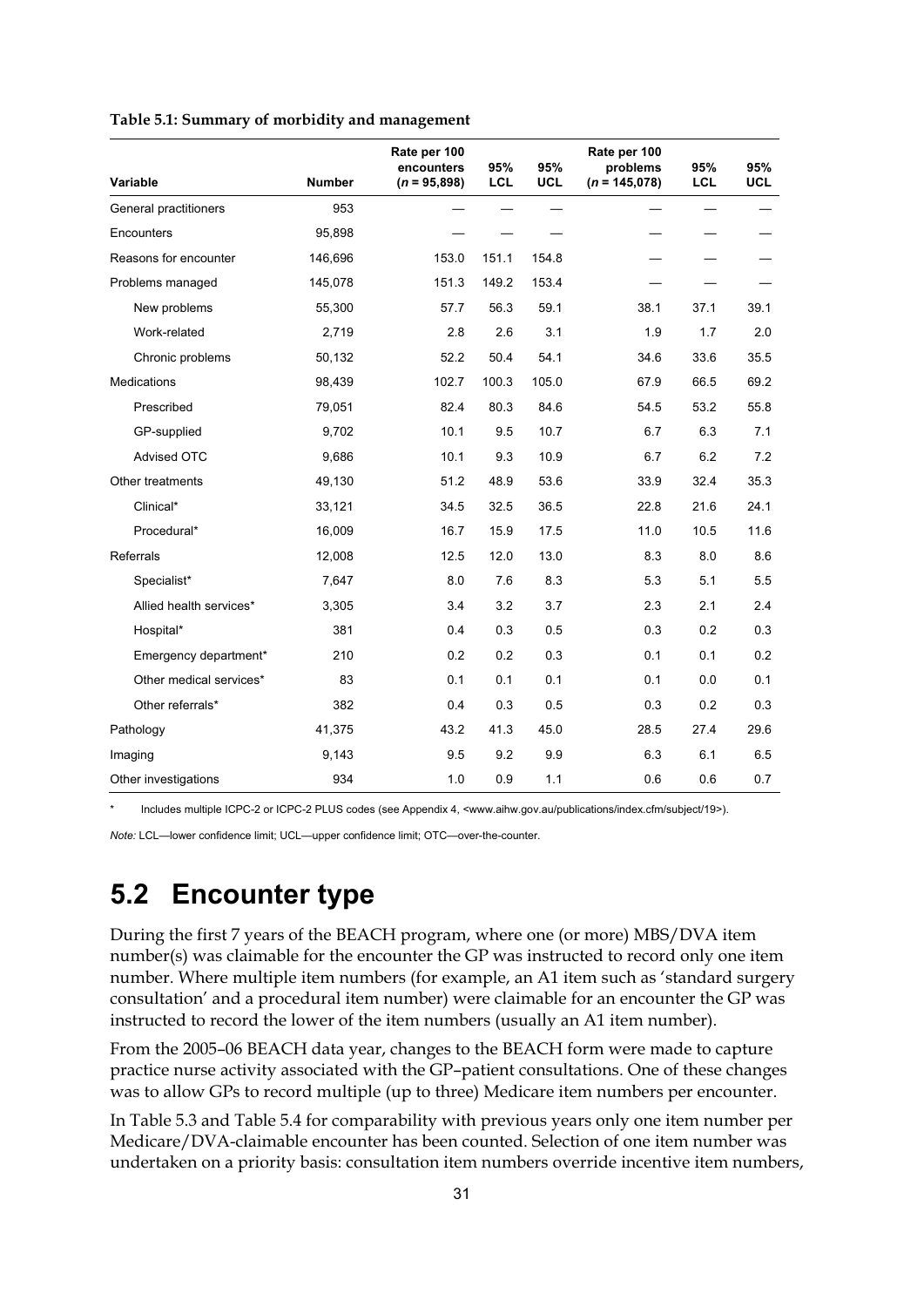**Table 5.1: Summary of morbidity and management**

| Variable | Number | Rate per 100 encounters ($n$ = 95,898) | 95% LCL | 95% UCL | Rate per 100 problems ($n$ = 145,078) | 95% LCL | 95% UCL |
|---|---|---|---|---|---|---|---|
| General practitioners | 953 | — | — | — | — | — | — |
| Encounters | 95,898 | — | — | — | — | — | — |
| Reasons for encounter | 146,696 | 153.0 | 151.1 | 154.8 | — | — | — |
| Problems managed | 145,078 | 151.3 | 149.2 | 153.4 | — | — | — |
| New problems | 55,300 | 57.7 | 56.3 | 59.1 | 38.1 | 37.1 | 39.1 |
| Work-related | 2,719 | 2.8 | 2.6 | 3.1 | 1.9 | 1.7 | 2.0 |
| Chronic problems | 50,132 | 52.2 | 50.4 | 54.1 | 34.6 | 33.6 | 35.5 |
| Medications | 98,439 | 102.7 | 100.3 | 105.0 | 67.9 | 66.5 | 69.2 |
| Prescribed | 79,051 | 82.4 | 80.3 | 84.6 | 54.5 | 53.2 | 55.8 |
| GP-supplied | 9,702 | 10.1 | 9.5 | 10.7 | 6.7 | 6.3 | 7.1 |
| Advised OTC | 9,686 | 10.1 | 9.3 | 10.9 | 6.7 | 6.2 | 7.2 |
| Other treatments | 49,130 | 51.2 | 48.9 | 53.6 | 33.9 | 32.4 | 35.3 |
| Clinical* | 33,121 | 34.5 | 32.5 | 36.5 | 22.8 | 21.6 | 24.1 |
| Procedural* | 16,009 | 16.7 | 15.9 | 17.5 | 11.0 | 10.5 | 11.6 |
| Referrals | 12,008 | 12.5 | 12.0 | 13.0 | 8.3 | 8.0 | 8.6 |
| Specialist* | 7,647 | 8.0 | 7.6 | 8.3 | 5.3 | 5.1 | 5.5 |
| Allied health services* | 3,305 | 3.4 | 3.2 | 3.7 | 2.3 | 2.1 | 2.4 |
| Hospital* | 381 | 0.4 | 0.3 | 0.5 | 0.3 | 0.2 | 0.3 |
| Emergency department* | 210 | 0.2 | 0.2 | 0.3 | 0.1 | 0.1 | 0.2 |
| Other medical services* | 83 | 0.1 | 0.1 | 0.1 | 0.1 | 0.0 | 0.1 |
| Other referrals* | 382 | 0.4 | 0.3 | 0.5 | 0.3 | 0.2 | 0.3 |
| Pathology | 41,375 | 43.2 | 41.3 | 45.0 | 28.5 | 27.4 | 29.6 |
| Imaging | 9,143 | 9.5 | 9.2 | 9.9 | 6.3 | 6.1 | 6.5 |
| Other investigations | 934 | 1.0 | 0.9 | 1.1 | 0.6 | 0.6 | 0.7 |

\* Includes multiple ICPC-2 or ICPC-2 PLUS codes (see Appendix 4, <www.aihw.gov.au/publications/index.cfm/subject/19>).

*Note:* LCL—lower confidence limit; UCL—upper confidence limit; OTC—over-the-counter.

## 5.2 Encounter type

During the first 7 years of the BEACH program, where one (or more) MBS/DVA item number(s) was claimable for the encounter the GP was instructed to record only one item number. Where multiple item numbers (for example, an A1 item such as 'standard surgery consultation' and a procedural item number) were claimable for an encounter the GP was instructed to record the lower of the item numbers (usually an A1 item number).

From the 2005–06 BEACH data year, changes to the BEACH form were made to capture practice nurse activity associated with the GP–patient consultations. One of these changes was to allow GPs to record multiple (up to three) Medicare item numbers per encounter.

In Table 5.3 and Table 5.4 for comparability with previous years only one item number per Medicare/DVA-claimable encounter has been counted. Selection of one item number was undertaken on a priority basis: consultation item numbers override incentive item numbers,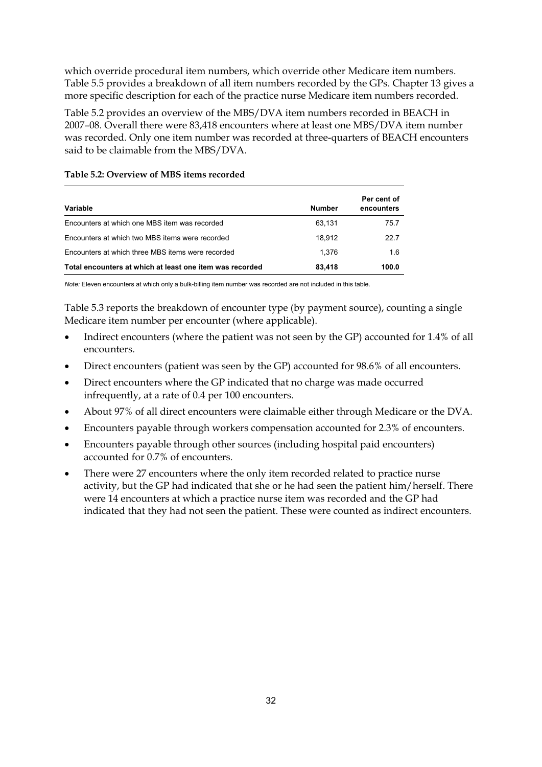which override procedural item numbers, which override other Medicare item numbers. Table 5.5 provides a breakdown of all item numbers recorded by the GPs. Chapter 13 gives a more specific description for each of the practice nurse Medicare item numbers recorded.

Table 5.2 provides an overview of the MBS/DVA item numbers recorded in BEACH in 2007–08. Overall there were 83,418 encounters where at least one MBS/DVA item number was recorded. Only one item number was recorded at three-quarters of BEACH encounters said to be claimable from the MBS/DVA.

**Table 5.2: Overview of MBS items recorded**

| Variable | Number | Per cent of encounters |
|---|---|---|
| Encounters at which one MBS item was recorded | 63,131 | 75.7 |
| Encounters at which two MBS items were recorded | 18,912 | 22.7 |
| Encounters at which three MBS items were recorded | 1,376 | 1.6 |
| **Total encounters at which at least one item was recorded** | **83,418** | **100.0** |

*Note:* Eleven encounters at which only a bulk-billing item number was recorded are not included in this table.

Table 5.3 reports the breakdown of encounter type (by payment source), counting a single Medicare item number per encounter (where applicable).

- Indirect encounters (where the patient was not seen by the GP) accounted for 1.4% of all encounters.
- Direct encounters (patient was seen by the GP) accounted for 98.6% of all encounters.
- Direct encounters where the GP indicated that no charge was made occurred infrequently, at a rate of 0.4 per 100 encounters.
- About 97% of all direct encounters were claimable either through Medicare or the DVA.
- Encounters payable through workers compensation accounted for 2.3% of encounters.
- Encounters payable through other sources (including hospital paid encounters) accounted for 0.7% of encounters.
- There were 27 encounters where the only item recorded related to practice nurse activity, but the GP had indicated that she or he had seen the patient him/herself. There were 14 encounters at which a practice nurse item was recorded and the GP had indicated that they had not seen the patient. These were counted as indirect encounters.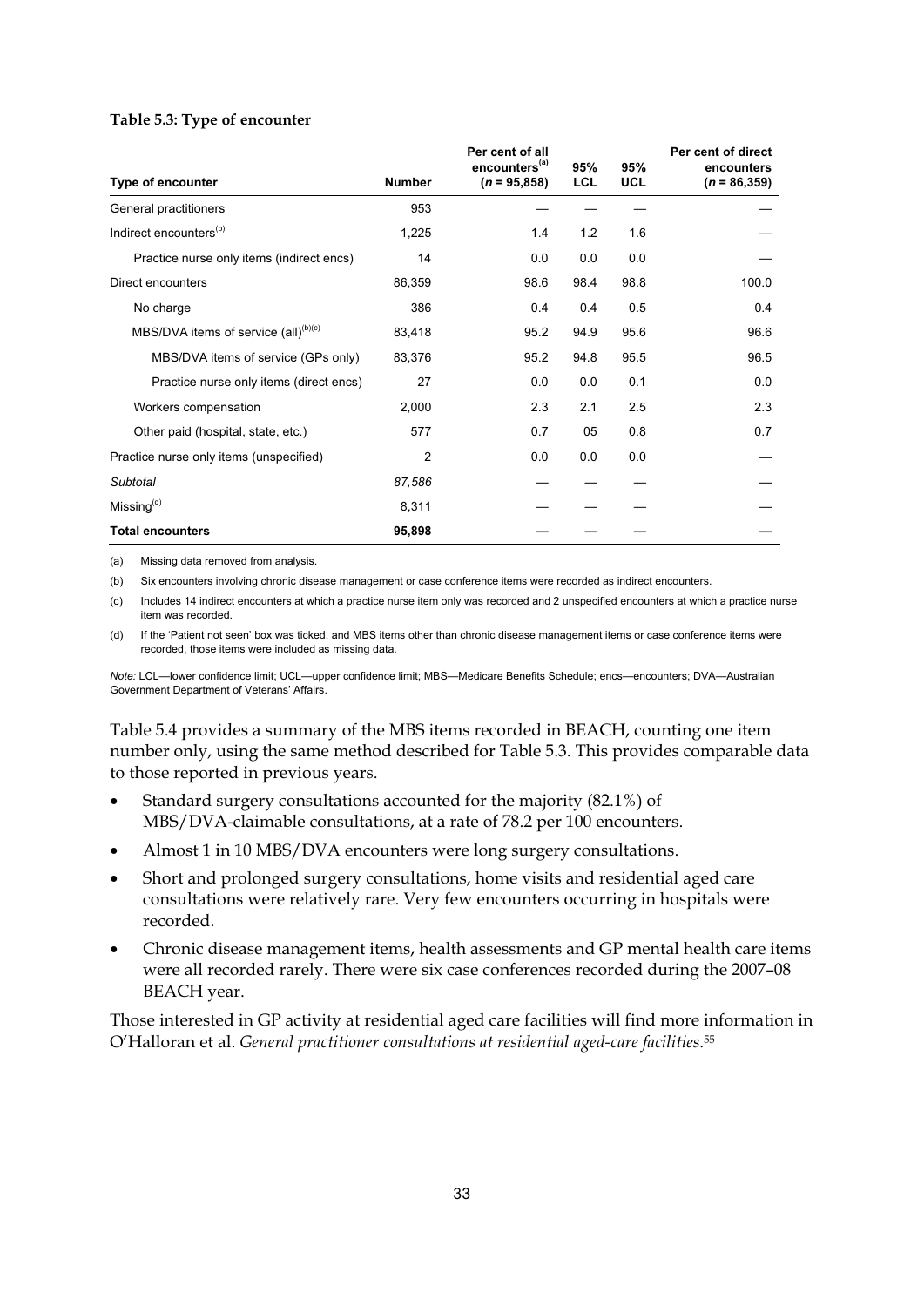**Table 5.3: Type of encounter**

| Type of encounter | Number | Per cent of all encounters[(a)] (*n* = 95,858) | 95% LCL | 95% UCL | Per cent of direct encounters (*n* = 86,359) |
|---|---|---|---|---|---|
| General practitioners | 953 | — | — | — | — |
| Indirect encounters[(b)] | 1,225 | 1.4 | 1.2 | 1.6 | — |
| Practice nurse only items (indirect encs) | 14 | 0.0 | 0.0 | 0.0 | — |
| Direct encounters | 86,359 | 98.6 | 98.4 | 98.8 | 100.0 |
| No charge | 386 | 0.4 | 0.4 | 0.5 | 0.4 |
| MBS/DVA items of service (all)[(b)(c)] | 83,418 | 95.2 | 94.9 | 95.6 | 96.6 |
| MBS/DVA items of service (GPs only) | 83,376 | 95.2 | 94.8 | 95.5 | 96.5 |
| Practice nurse only items (direct encs) | 27 | 0.0 | 0.0 | 0.1 | 0.0 |
| Workers compensation | 2,000 | 2.3 | 2.1 | 2.5 | 2.3 |
| Other paid (hospital, state, etc.) | 577 | 0.7 | 05 | 0.8 | 0.7 |
| Practice nurse only items (unspecified) | 2 | 0.0 | 0.0 | 0.0 | — |
| *Subtotal* | *87,586* | — | — | — | — |
| Missing[(d)] | 8,311 | — | — | — | — |
| **Total encounters** | **95,898** | **—** | **—** | **—** | **—** |

(a) Missing data removed from analysis.

(b) Six encounters involving chronic disease management or case conference items were recorded as indirect encounters.

(c) Includes 14 indirect encounters at which a practice nurse item only was recorded and 2 unspecified encounters at which a practice nurse item was recorded.

(d) If the 'Patient not seen' box was ticked, and MBS items other than chronic disease management items or case conference items were recorded, those items were included as missing data.

*Note:* LCL—lower confidence limit; UCL—upper confidence limit; MBS—Medicare Benefits Schedule; encs—encounters; DVA—Australian Government Department of Veterans' Affairs.

Table 5.4 provides a summary of the MBS items recorded in BEACH, counting one item number only, using the same method described for Table 5.3. This provides comparable data to those reported in previous years.

- Standard surgery consultations accounted for the majority (82.1%) of MBS/DVA-claimable consultations, at a rate of 78.2 per 100 encounters.
- Almost 1 in 10 MBS/DVA encounters were long surgery consultations.
- Short and prolonged surgery consultations, home visits and residential aged care consultations were relatively rare. Very few encounters occurring in hospitals were recorded.
- Chronic disease management items, health assessments and GP mental health care items were all recorded rarely. There were six case conferences recorded during the 2007–08 BEACH year.

Those interested in GP activity at residential aged care facilities will find more information in O'Halloran et al. *General practitioner consultations at residential aged-care facilities*.[55]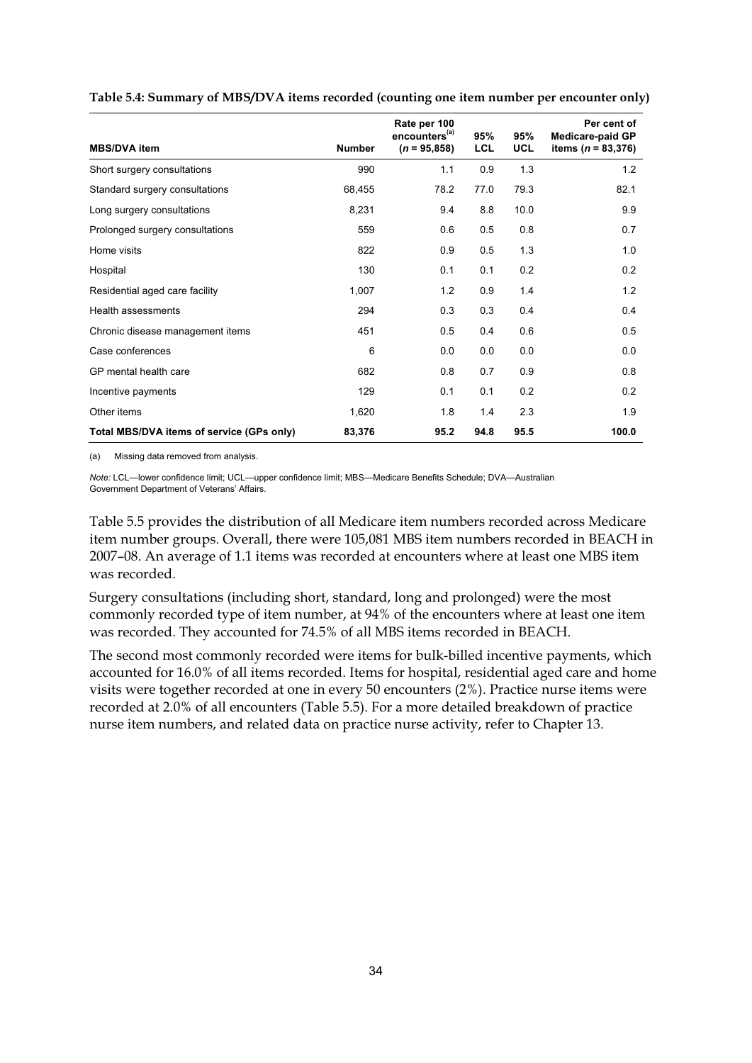**Table 5.4: Summary of MBS/DVA items recorded (counting one item number per encounter only)**

| MBS/DVA item | Number | Rate per 100 encounters[(a)] ($n$ = 95,858) | 95% LCL | 95% UCL | Per cent of Medicare-paid GP items ($n$ = 83,376) |
|---|---|---|---|---|---|
| Short surgery consultations | 990 | 1.1 | 0.9 | 1.3 | 1.2 |
| Standard surgery consultations | 68,455 | 78.2 | 77.0 | 79.3 | 82.1 |
| Long surgery consultations | 8,231 | 9.4 | 8.8 | 10.0 | 9.9 |
| Prolonged surgery consultations | 559 | 0.6 | 0.5 | 0.8 | 0.7 |
| Home visits | 822 | 0.9 | 0.5 | 1.3 | 1.0 |
| Hospital | 130 | 0.1 | 0.1 | 0.2 | 0.2 |
| Residential aged care facility | 1,007 | 1.2 | 0.9 | 1.4 | 1.2 |
| Health assessments | 294 | 0.3 | 0.3 | 0.4 | 0.4 |
| Chronic disease management items | 451 | 0.5 | 0.4 | 0.6 | 0.5 |
| Case conferences | 6 | 0.0 | 0.0 | 0.0 | 0.0 |
| GP mental health care | 682 | 0.8 | 0.7 | 0.9 | 0.8 |
| Incentive payments | 129 | 0.1 | 0.1 | 0.2 | 0.2 |
| Other items | 1,620 | 1.8 | 1.4 | 2.3 | 1.9 |
| **Total MBS/DVA items of service (GPs only)** | **83,376** | **95.2** | **94.8** | **95.5** | **100.0** |

(a) Missing data removed from analysis.

*Note:* LCL—lower confidence limit; UCL—upper confidence limit; MBS—Medicare Benefits Schedule; DVA—Australian Government Department of Veterans' Affairs.

Table 5.5 provides the distribution of all Medicare item numbers recorded across Medicare item number groups. Overall, there were 105,081 MBS item numbers recorded in BEACH in 2007–08. An average of 1.1 items was recorded at encounters where at least one MBS item was recorded.

Surgery consultations (including short, standard, long and prolonged) were the most commonly recorded type of item number, at 94% of the encounters where at least one item was recorded. They accounted for 74.5% of all MBS items recorded in BEACH.

The second most commonly recorded were items for bulk-billed incentive payments, which accounted for 16.0% of all items recorded. Items for hospital, residential aged care and home visits were together recorded at one in every 50 encounters (2%). Practice nurse items were recorded at 2.0% of all encounters (Table 5.5). For a more detailed breakdown of practice nurse item numbers, and related data on practice nurse activity, refer to Chapter 13.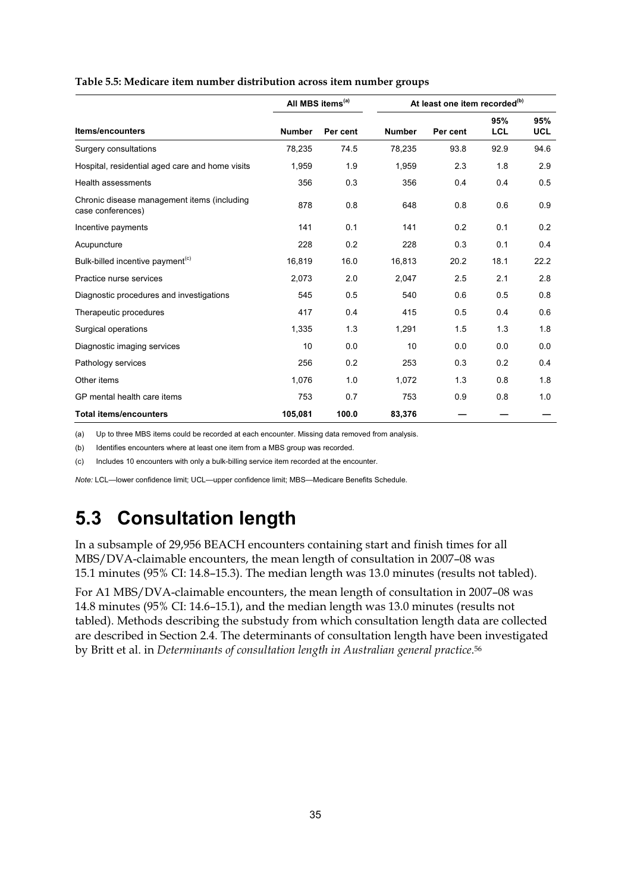**Table 5.5: Medicare item number distribution across item number groups**

| | All MBS items[(a)] | | At least one item recorded[(b)] | | | |
|---|---|---|---|---|---|---|
| **Items/encounters** | **Number** | **Per cent** | **Number** | **Per cent** | **95% LCL** | **95% UCL** |
| Surgery consultations | 78,235 | 74.5 | 78,235 | 93.8 | 92.9 | 94.6 |
| Hospital, residential aged care and home visits | 1,959 | 1.9 | 1,959 | 2.3 | 1.8 | 2.9 |
| Health assessments | 356 | 0.3 | 356 | 0.4 | 0.4 | 0.5 |
| Chronic disease management items (including case conferences) | 878 | 0.8 | 648 | 0.8 | 0.6 | 0.9 |
| Incentive payments | 141 | 0.1 | 141 | 0.2 | 0.1 | 0.2 |
| Acupuncture | 228 | 0.2 | 228 | 0.3 | 0.1 | 0.4 |
| Bulk-billed incentive payment[(c)] | 16,819 | 16.0 | 16,813 | 20.2 | 18.1 | 22.2 |
| Practice nurse services | 2,073 | 2.0 | 2,047 | 2.5 | 2.1 | 2.8 |
| Diagnostic procedures and investigations | 545 | 0.5 | 540 | 0.6 | 0.5 | 0.8 |
| Therapeutic procedures | 417 | 0.4 | 415 | 0.5 | 0.4 | 0.6 |
| Surgical operations | 1,335 | 1.3 | 1,291 | 1.5 | 1.3 | 1.8 |
| Diagnostic imaging services | 10 | 0.0 | 10 | 0.0 | 0.0 | 0.0 |
| Pathology services | 256 | 0.2 | 253 | 0.3 | 0.2 | 0.4 |
| Other items | 1,076 | 1.0 | 1,072 | 1.3 | 0.8 | 1.8 |
| GP mental health care items | 753 | 0.7 | 753 | 0.9 | 0.8 | 1.0 |
| **Total items/encounters** | **105,081** | **100.0** | **83,376** | **—** | **—** | **—** |

(a) Up to three MBS items could be recorded at each encounter. Missing data removed from analysis.

(b) Identifies encounters where at least one item from a MBS group was recorded.

(c) Includes 10 encounters with only a bulk-billing service item recorded at the encounter.

*Note:* LCL—lower confidence limit; UCL—upper confidence limit; MBS—Medicare Benefits Schedule.

## 5.3 Consultation length

In a subsample of 29,956 BEACH encounters containing start and finish times for all MBS/DVA-claimable encounters, the mean length of consultation in 2007–08 was 15.1 minutes (95% CI: 14.8–15.3). The median length was 13.0 minutes (results not tabled).

For A1 MBS/DVA-claimable encounters, the mean length of consultation in 2007–08 was 14.8 minutes (95% CI: 14.6–15.1), and the median length was 13.0 minutes (results not tabled). Methods describing the substudy from which consultation length data are collected are described in Section 2.4. The determinants of consultation length have been investigated by Britt et al. in *Determinants of consultation length in Australian general practice*.[56]